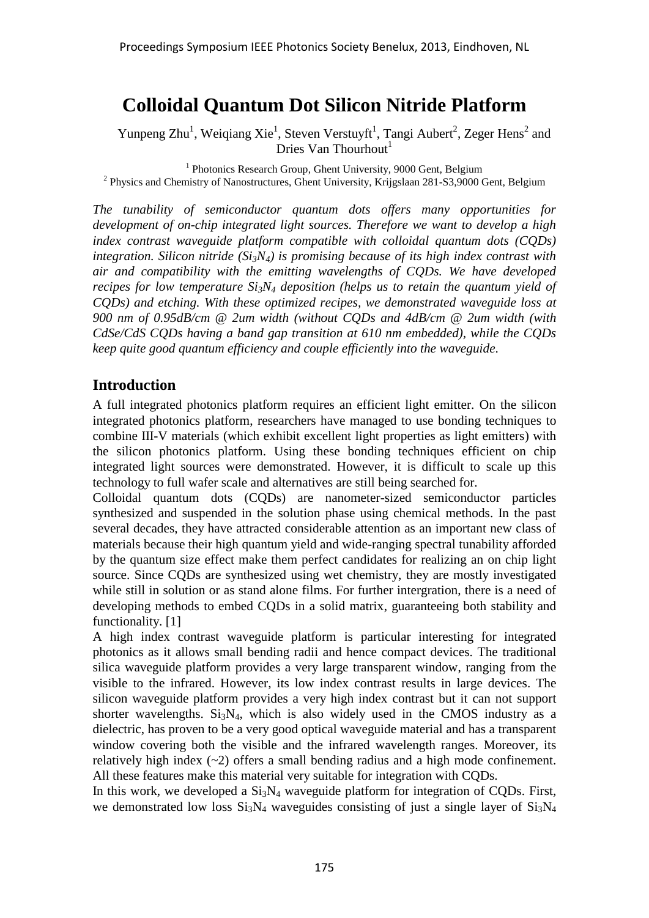# Colloidal Quantum Dot Silicon Nitride Platform

Yunpeng Zhu[1], Weiqiang Xie[1], Steven Verstuyft[1], Tangi Aubert[2], Zeger Hens[2] and Dries Van Thourhout[1]

[1] Photonics Research Group, Ghent University, 9000 Gent, Belgium
[2] Physics and Chemistry of Nanostructures, Ghent University, Krijgslaan 281-S3,9000 Gent, Belgium

*The tunability of semiconductor quantum dots offers many opportunities for development of on-chip integrated light sources. Therefore we want to develop a high index contrast waveguide platform compatible with colloidal quantum dots (CQDs) integration. Silicon nitride ($Si_3N_4$) is promising because of its high index contrast with air and compatibility with the emitting wavelengths of CQDs. We have developed recipes for low temperature $Si_3N_4$ deposition (helps us to retain the quantum yield of CQDs) and etching. With these optimized recipes, we demonstrated waveguide loss at 900 nm of 0.95dB/cm @ 2um width (without CQDs and 4dB/cm @ 2um width (with CdSe/CdS CQDs having a band gap transition at 610 nm embedded), while the CQDs keep quite good quantum efficiency and couple efficiently into the waveguide.*

## Introduction

A full integrated photonics platform requires an efficient light emitter. On the silicon integrated photonics platform, researchers have managed to use bonding techniques to combine III-V materials (which exhibit excellent light properties as light emitters) with the silicon photonics platform. Using these bonding techniques efficient on chip integrated light sources were demonstrated. However, it is difficult to scale up this technology to full wafer scale and alternatives are still being searched for.

Colloidal quantum dots (CQDs) are nanometer-sized semiconductor particles synthesized and suspended in the solution phase using chemical methods. In the past several decades, they have attracted considerable attention as an important new class of materials because their high quantum yield and wide-ranging spectral tunability afforded by the quantum size effect make them perfect candidates for realizing an on chip light source. Since CQDs are synthesized using wet chemistry, they are mostly investigated while still in solution or as stand alone films. For further intergration, there is a need of developing methods to embed CQDs in a solid matrix, guaranteeing both stability and functionality. [1]

A high index contrast waveguide platform is particular interesting for integrated photonics as it allows small bending radii and hence compact devices. The traditional silica waveguide platform provides a very large transparent window, ranging from the visible to the infrared. However, its low index contrast results in large devices. The silicon waveguide platform provides a very high index contrast but it can not support shorter wavelengths. $Si_3N_4$, which is also widely used in the CMOS industry as a dielectric, has proven to be a very good optical waveguide material and has a transparent window covering both the visible and the infrared wavelength ranges. Moreover, its relatively high index (~2) offers a small bending radius and a high mode confinement. All these features make this material very suitable for integration with CQDs.

In this work, we developed a $Si_3N_4$ waveguide platform for integration of CQDs. First, we demonstrated low loss $Si_3N_4$ waveguides consisting of just a single layer of $Si_3N_4$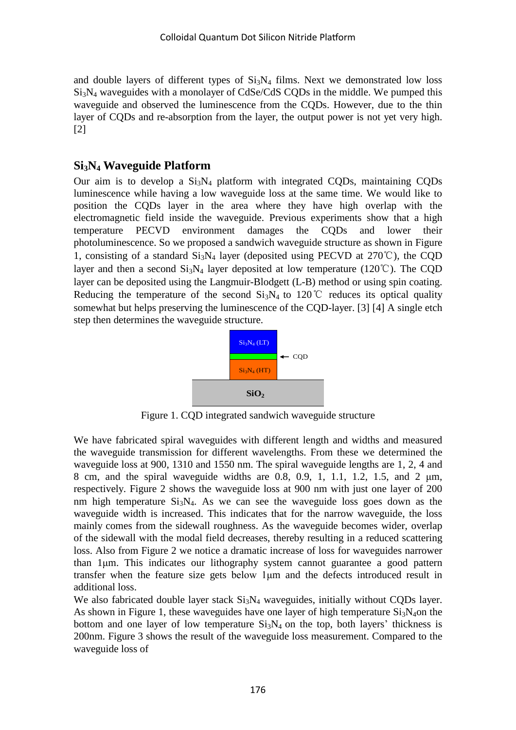and double layers of different types of $Si_3N_4$ films. Next we demonstrated low loss $Si_3N_4$ waveguides with a monolayer of CdSe/CdS CQDs in the middle. We pumped this waveguide and observed the luminescence from the CQDs. However, due to the thin layer of CQDs and re-absorption from the layer, the output power is not yet very high. [2]

## $Si_3N_4$ Waveguide Platform

Our aim is to develop a $Si_3N_4$ platform with integrated CQDs, maintaining CQDs luminescence while having a low waveguide loss at the same time. We would like to position the CQDs layer in the area where they have high overlap with the electromagnetic field inside the waveguide. Previous experiments show that a high temperature PECVD environment damages the CQDs and lower their photoluminescence. So we proposed a sandwich waveguide structure as shown in Figure 1, consisting of a standard $Si_3N_4$ layer (deposited using PECVD at 270℃), the CQD layer and then a second $Si_3N_4$ layer deposited at low temperature (120℃). The CQD layer can be deposited using the Langmuir-Blodgett (L-B) method or using spin coating. Reducing the temperature of the second $Si_3N_4$ to 120℃ reduces its optical quality somewhat but helps preserving the luminescence of the CQD-layer. [3] [4] A single etch step then determines the waveguide structure.

Figure 1. CQD integrated sandwich waveguide structure

We have fabricated spiral waveguides with different length and widths and measured the waveguide transmission for different wavelengths. From these we determined the waveguide loss at 900, 1310 and 1550 nm. The spiral waveguide lengths are 1, 2, 4 and 8 cm, and the spiral waveguide widths are 0.8, 0.9, 1, 1.1, 1.2, 1.5, and 2 μm, respectively. Figure 2 shows the waveguide loss at 900 nm with just one layer of 200 nm high temperature $Si_3N_4$. As we can see the waveguide loss goes down as the waveguide width is increased. This indicates that for the narrow waveguide, the loss mainly comes from the sidewall roughness. As the waveguide becomes wider, overlap of the sidewall with the modal field decreases, thereby resulting in a reduced scattering loss. Also from Figure 2 we notice a dramatic increase of loss for waveguides narrower than 1μm. This indicates our lithography system cannot guarantee a good pattern transfer when the feature size gets below 1μm and the defects introduced result in additional loss.

We also fabricated double layer stack $Si_3N_4$ waveguides, initially without CQDs layer. As shown in Figure 1, these waveguides have one layer of high temperature $Si_3N_4$on the bottom and one layer of low temperature $Si_3N_4$ on the top, both layers' thickness is 200nm. Figure 3 shows the result of the waveguide loss measurement. Compared to the waveguide loss of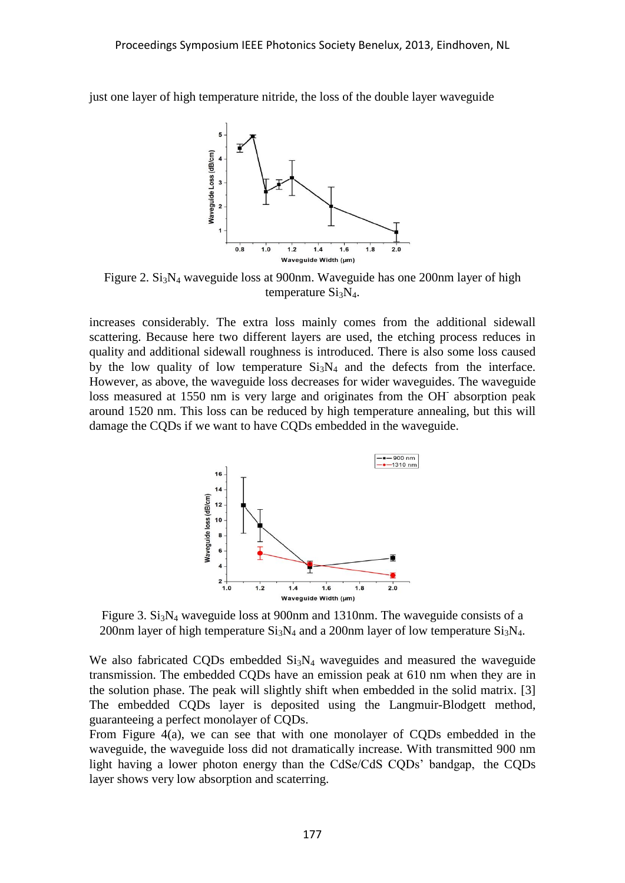just one layer of high temperature nitride, the loss of the double layer waveguide

Figure 2. $Si_3N_4$ waveguide loss at 900nm. Waveguide has one 200nm layer of high temperature $Si_3N_4$.

increases considerably. The extra loss mainly comes from the additional sidewall scattering. Because here two different layers are used, the etching process reduces in quality and additional sidewall roughness is introduced. There is also some loss caused by the low quality of low temperature $Si_3N_4$ and the defects from the interface. However, as above, the waveguide loss decreases for wider waveguides. The waveguide loss measured at 1550 nm is very large and originates from the $OH^-$ absorption peak around 1520 nm. This loss can be reduced by high temperature annealing, but this will damage the CQDs if we want to have CQDs embedded in the waveguide.

Figure 3. $Si_3N_4$ waveguide loss at 900nm and 1310nm. The waveguide consists of a 200nm layer of high temperature $Si_3N_4$ and a 200nm layer of low temperature $Si_3N_4$.

We also fabricated CQDs embedded $Si_3N_4$ waveguides and measured the waveguide transmission. The embedded CQDs have an emission peak at 610 nm when they are in the solution phase. The peak will slightly shift when embedded in the solid matrix. [3] The embedded CQDs layer is deposited using the Langmuir-Blodgett method, guaranteeing a perfect monolayer of CQDs.

From Figure 4(a), we can see that with one monolayer of CQDs embedded in the waveguide, the waveguide loss did not dramatically increase. With transmitted 900 nm light having a lower photon energy than the CdSe/CdS CQDs' bandgap, the CQDs layer shows very low absorption and scaterring.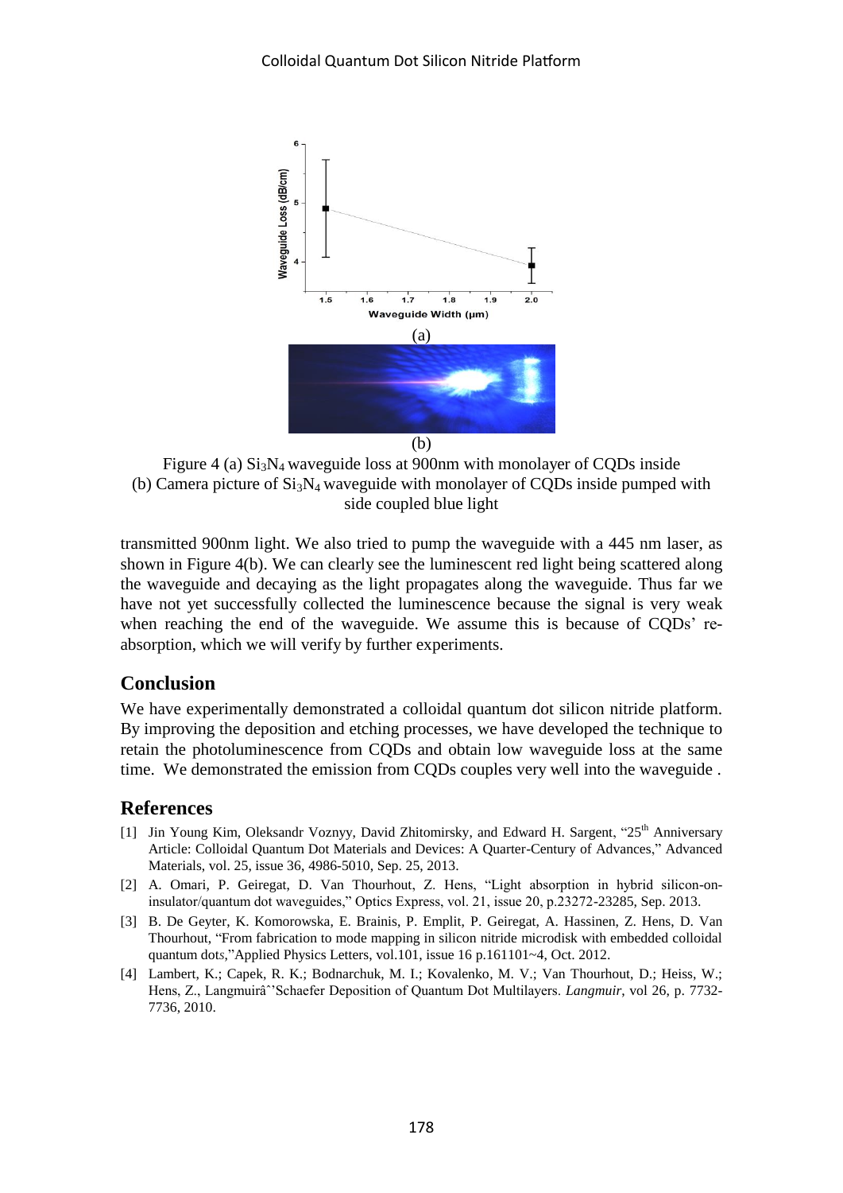Waveguide Loss (dB/cm)

6
5
4

1.5 1.6 1.7 1.8 1.9 2.0

Waveguide Width (μm)

(a)

(b)

Figure 4 (a) $Si_3N_4$ waveguide loss at 900nm with monolayer of CQDs inside
(b) Camera picture of $Si_3N_4$ waveguide with monolayer of CQDs inside pumped with side coupled blue light

transmitted 900nm light. We also tried to pump the waveguide with a 445 nm laser, as shown in Figure 4(b). We can clearly see the luminescent red light being scattered along the waveguide and decaying as the light propagates along the waveguide. Thus far we have not yet successfully collected the luminescence because the signal is very weak when reaching the end of the waveguide. We assume this is because of CQDs' re-absorption, which we will verify by further experiments.

## Conclusion

We have experimentally demonstrated a colloidal quantum dot silicon nitride platform. By improving the deposition and etching processes, we have developed the technique to retain the photoluminescence from CQDs and obtain low waveguide loss at the same time. We demonstrated the emission from CQDs couples very well into the waveguide .

## References

[1] Jin Young Kim, Oleksandr Voznyy, David Zhitomirsky, and Edward H. Sargent, "25th Anniversary Article: Colloidal Quantum Dot Materials and Devices: A Quarter-Century of Advances," Advanced Materials, vol. 25, issue 36, 4986-5010, Sep. 25, 2013.

[2] A. Omari, P. Geiregat, D. Van Thourhout, Z. Hens, "Light absorption in hybrid silicon-on-insulator/quantum dot waveguides," Optics Express, vol. 21, issue 20, p.23272-23285, Sep. 2013.

[3] B. De Geyter, K. Komorowska, E. Brainis, P. Emplit, P. Geiregat, A. Hassinen, Z. Hens, D. Van Thourhout, "From fabrication to mode mapping in silicon nitride microdisk with embedded colloidal quantum dots,"Applied Physics Letters, vol.101, issue 16 p.161101~4, Oct. 2012.

[4] Lambert, K.; Capek, R. K.; Bodnarchuk, M. I.; Kovalenko, M. V.; Van Thourhout, D.; Heiss, W.; Hens, Z., Langmuirâ`'Schaefer Deposition of Quantum Dot Multilayers. *Langmuir*, vol 26, p. 7732-7736, 2010.